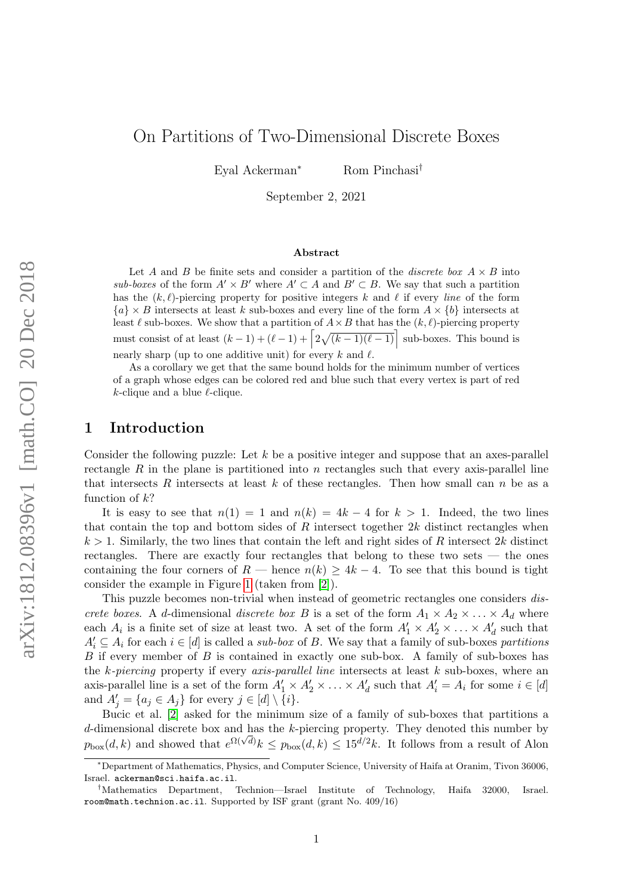# On Partitions of Two-Dimensional Discrete Boxes

Eyal Ackerman[*] Rom Pinchasi[†]

September 2, 2021

## Abstract

Let $A$ and $B$ be finite sets and consider a partition of the *discrete box* $A \times B$ into *sub-boxes* of the form $A' \times B'$ where $A' \subset A$ and $B' \subset B$. We say that such a partition has the $(k, \ell)$-piercing property for positive integers $k$ and $\ell$ if every *line* of the form $\{a\} \times B$ intersects at least $k$ sub-boxes and every line of the form $A \times \{b\}$ intersects at least $\ell$ sub-boxes. We show that a partition of $A \times B$ that has the $(k, \ell)$-piercing property must consist of at least $(k-1)+(\ell-1)+\left\lceil 2\sqrt{(k-1)(\ell-1)} \right\rceil$ sub-boxes. This bound is nearly sharp (up to one additive unit) for every $k$ and $\ell$.

As a corollary we get that the same bound holds for the minimum number of vertices of a graph whose edges can be colored red and blue such that every vertex is part of red $k$-clique and a blue $\ell$-clique.

## 1 Introduction

Consider the following puzzle: Let $k$ be a positive integer and suppose that an axes-parallel rectangle $R$ in the plane is partitioned into $n$ rectangles such that every axis-parallel line that intersects $R$ intersects at least $k$ of these rectangles. Then how small can $n$ be as a function of $k$?

It is easy to see that $n(1) = 1$ and $n(k) = 4k - 4$ for $k > 1$. Indeed, the two lines that contain the top and bottom sides of $R$ intersect together $2k$ distinct rectangles when $k > 1$. Similarly, the two lines that contain the left and right sides of $R$ intersect $2k$ distinct rectangles. There are exactly four rectangles that belong to these two sets — the ones containing the four corners of $R$ — hence $n(k) \geq 4k - 4$. To see that this bound is tight consider the example in Figure 1 (taken from [2]).

This puzzle becomes non-trivial when instead of geometric rectangles one considers *discrete boxes*. A $d$-dimensional *discrete box* $B$ is a set of the form $A_1 \times A_2 \times \ldots \times A_d$ where each $A_i$ is a finite set of size at least two. A set of the form $A'_1 \times A'_2 \times \ldots \times A'_d$ such that $A'_i \subseteq A_i$ for each $i \in [d]$ is called a *sub-box* of $B$. We say that a family of sub-boxes *partitions* $B$ if every member of $B$ is contained in exactly one sub-box. A family of sub-boxes has the *k-piercing* property if every *axis-parallel line* intersects at least $k$ sub-boxes, where an axis-parallel line is a set of the form $A'_1 \times A'_2 \times \ldots \times A'_d$ such that $A'_i = A_i$ for some $i \in [d]$ and $A'_j = \{a_j \in A_j\}$ for every $j \in [d] \setminus \{i\}$.

Bucic et al. [2] asked for the minimum size of a family of sub-boxes that partitions a $d$-dimensional discrete box and has the $k$-piercing property. They denoted this number by $p_{\text{box}}(d, k)$ and showed that $e^{\Omega(\sqrt{d})}k \leq p_{\text{box}}(d, k) \leq 15^{d/2}k$. It follows from a result of Alon

---

[*] Department of Mathematics, Physics, and Computer Science, University of Haifa at Oranim, Tivon 36006, Israel. ackerman@sci.haifa.ac.il.

[†] Mathematics Department, Technion—Israel Institute of Technology, Haifa 32000, Israel. room@math.technion.ac.il. Supported by ISF grant (grant No. 409/16)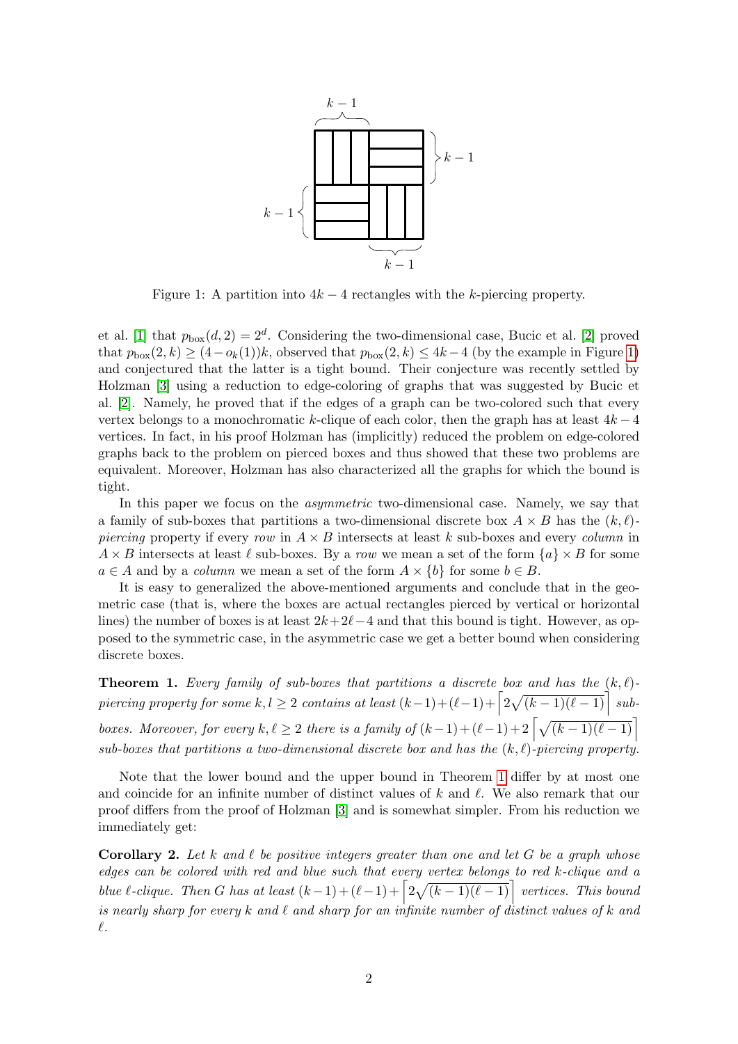Figure 1: A partition into $4k-4$ rectangles with the $k$-piercing property.

et al. [1] that $p_{\text{box}}(d,2) = 2^d$. Considering the two-dimensional case, Bucic et al. [2] proved that $p_{\text{box}}(2,k) \geq (4 - o_k(1))k$, observed that $p_{\text{box}}(2,k) \leq 4k-4$ (by the example in Figure 1) and conjectured that the latter is a tight bound. Their conjecture was recently settled by Holzman [3] using a reduction to edge-coloring of graphs that was suggested by Bucic et al. [2]. Namely, he proved that if the edges of a graph can be two-colored such that every vertex belongs to a monochromatic $k$-clique of each color, then the graph has at least $4k-4$ vertices. In fact, in his proof Holzman has (implicitly) reduced the problem on edge-colored graphs back to the problem on pierced boxes and thus showed that these two problems are equivalent. Moreover, Holzman has also characterized all the graphs for which the bound is tight.

In this paper we focus on the *asymmetric* two-dimensional case. Namely, we say that a family of sub-boxes that partitions a two-dimensional discrete box $A \times B$ has the $(k,\ell)$-*piercing* property if every *row* in $A \times B$ intersects at least $k$ sub-boxes and every *column* in $A \times B$ intersects at least $\ell$ sub-boxes. By a *row* we mean a set of the form $\{a\} \times B$ for some $a \in A$ and by a *column* we mean a set of the form $A \times \{b\}$ for some $b \in B$.

It is easy to generalized the above-mentioned arguments and conclude that in the geometric case (that is, where the boxes are actual rectangles pierced by vertical or horizontal lines) the number of boxes is at least $2k+2\ell-4$ and that this bound is tight. However, as opposed to the symmetric case, in the asymmetric case we get a better bound when considering discrete boxes.

**Theorem 1.** *Every family of sub-boxes that partitions a discrete box and has the $(k,\ell)$-piercing property for some $k,l \geq 2$ contains at least $(k-1)+(\ell-1)+\left\lceil 2\sqrt{(k-1)(\ell-1)}\right\rceil$ sub-boxes. Moreover, for every $k,\ell \geq 2$ there is a family of $(k-1)+(\ell-1)+2\left\lceil\sqrt{(k-1)(\ell-1)}\right\rceil$ sub-boxes that partitions a two-dimensional discrete box and has the $(k,\ell)$-piercing property.*

Note that the lower bound and the upper bound in Theorem 1 differ by at most one and coincide for an infinite number of distinct values of $k$ and $\ell$. We also remark that our proof differs from the proof of Holzman [3] and is somewhat simpler. From his reduction we immediately get:

**Corollary 2.** *Let $k$ and $\ell$ be positive integers greater than one and let $G$ be a graph whose edges can be colored with red and blue such that every vertex belongs to red $k$-clique and a blue $\ell$-clique. Then $G$ has at least $(k-1)+(\ell-1)+\left\lceil 2\sqrt{(k-1)(\ell-1)}\right\rceil$ vertices. This bound is nearly sharp for every $k$ and $\ell$ and sharp for an infinite number of distinct values of $k$ and $\ell$.*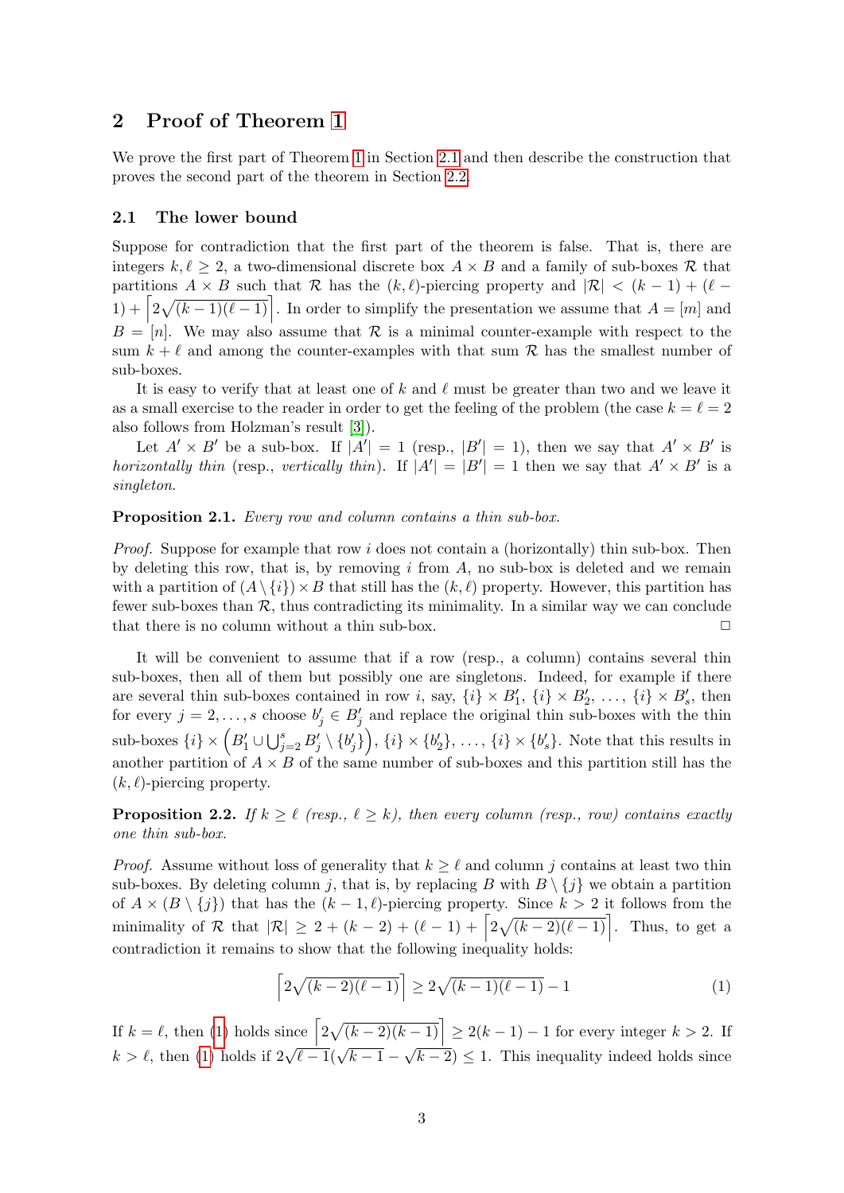## 2 Proof of Theorem 1

We prove the first part of Theorem 1 in Section 2.1 and then describe the construction that proves the second part of the theorem in Section 2.2.

### 2.1 The lower bound

Suppose for contradiction that the first part of the theorem is false. That is, there are integers $k, \ell \geq 2$, a two-dimensional discrete box $A \times B$ and a family of sub-boxes $\mathcal{R}$ that partitions $A \times B$ such that $\mathcal{R}$ has the $(k,\ell)$-piercing property and $|\mathcal{R}| < (k-1) + (\ell - 1) + \left\lceil 2\sqrt{(k-1)(\ell-1)} \right\rceil$. In order to simplify the presentation we assume that $A = [m]$ and $B = [n]$. We may also assume that $\mathcal{R}$ is a minimal counter-example with respect to the sum $k + \ell$ and among the counter-examples with that sum $\mathcal{R}$ has the smallest number of sub-boxes.

It is easy to verify that at least one of $k$ and $\ell$ must be greater than two and we leave it as a small exercise to the reader in order to get the feeling of the problem (the case $k = \ell = 2$ also follows from Holzman's result [3]).

Let $A' \times B'$ be a sub-box. If $|A'| = 1$ (resp., $|B'| = 1$), then we say that $A' \times B'$ is *horizontally thin* (resp., *vertically thin*). If $|A'| = |B'| = 1$ then we say that $A' \times B'$ is a *singleton*.

**Proposition 2.1.** *Every row and column contains a thin sub-box.*

*Proof.* Suppose for example that row $i$ does not contain a (horizontally) thin sub-box. Then by deleting this row, that is, by removing $i$ from $A$, no sub-box is deleted and we remain with a partition of $(A \setminus \{i\}) \times B$ that still has the $(k,\ell)$ property. However, this partition has fewer sub-boxes than $\mathcal{R}$, thus contradicting its minimality. In a similar way we can conclude that there is no column without a thin sub-box. $\square$

It will be convenient to assume that if a row (resp., a column) contains several thin sub-boxes, then all of them but possibly one are singletons. Indeed, for example if there are several thin sub-boxes contained in row $i$, say, $\{i\} \times B'_1$, $\{i\} \times B'_2$, $\ldots$, $\{i\} \times B'_s$, then for every $j = 2, \ldots, s$ choose $b'_j \in B'_j$ and replace the original thin sub-boxes with the thin sub-boxes $\{i\} \times \left(B'_1 \cup \bigcup_{j=2}^{s} B'_j \setminus \{b'_j\}\right)$, $\{i\} \times \{b'_2\}$, $\ldots$, $\{i\} \times \{b'_s\}$. Note that this results in another partition of $A \times B$ of the same number of sub-boxes and this partition still has the $(k,\ell)$-piercing property.

**Proposition 2.2.** *If $k \geq \ell$ (resp., $\ell \geq k$), then every column (resp., row) contains exactly one thin sub-box.*

*Proof.* Assume without loss of generality that $k \geq \ell$ and column $j$ contains at least two thin sub-boxes. By deleting column $j$, that is, by replacing $B$ with $B \setminus \{j\}$ we obtain a partition of $A \times (B \setminus \{j\})$ that has the $(k-1,\ell)$-piercing property. Since $k > 2$ it follows from the minimality of $\mathcal{R}$ that $|\mathcal{R}| \geq 2 + (k-2) + (\ell-1) + \left\lceil 2\sqrt{(k-2)(\ell-1)} \right\rceil$. Thus, to get a contradiction it remains to show that the following inequality holds:

$$\left\lceil 2\sqrt{(k-2)(\ell-1)} \right\rceil \geq 2\sqrt{(k-1)(\ell-1)} - 1 \tag{1}$$

If $k = \ell$, then (1) holds since $\left\lceil 2\sqrt{(k-2)(k-1)} \right\rceil \geq 2(k-1) - 1$ for every integer $k > 2$. If $k > \ell$, then (1) holds if $2\sqrt{\ell-1}(\sqrt{k-1} - \sqrt{k-2}) \leq 1$. This inequality indeed holds since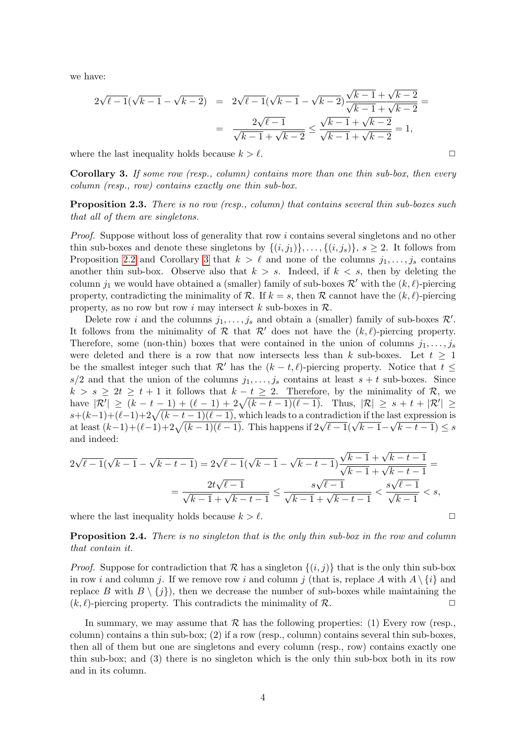we have:

$$
\begin{aligned}
2\sqrt{\ell-1}(\sqrt{k-1}-\sqrt{k-2}) &= 2\sqrt{\ell-1}(\sqrt{k-1}-\sqrt{k-2})\frac{\sqrt{k-1}+\sqrt{k-2}}{\sqrt{k-1}+\sqrt{k-2}} = \\
&= \frac{2\sqrt{\ell-1}}{\sqrt{k-1}+\sqrt{k-2}} \leq \frac{\sqrt{k-1}+\sqrt{k-2}}{\sqrt{k-1}+\sqrt{k-2}} = 1,
\end{aligned}
$$

where the last inequality holds because $k > \ell$. ◻

**Corollary 3.** *If some row (resp., column) contains more than one thin sub-box, then every column (resp., row) contains exactly one thin sub-box.*

**Proposition 2.3.** *There is no row (resp., column) that contains several thin sub-boxes such that all of them are singletons.*

*Proof.* Suppose without loss of generality that row $i$ contains several singletons and no other thin sub-boxes and denote these singletons by $\{(i, j_1)\}, \ldots, \{(i, j_s)\}$, $s \geq 2$. It follows from Proposition 2.2 and Corollary 3 that $k > \ell$ and none of the columns $j_1, \ldots, j_s$ contains another thin sub-box. Observe also that $k > s$. Indeed, if $k < s$, then by deleting the column $j_1$ we would have obtained a (smaller) family of sub-boxes $\mathcal{R}'$ with the $(k, \ell)$-piercing property, contradicting the minimality of $\mathcal{R}$. If $k = s$, then $\mathcal{R}$ cannot have the $(k, \ell)$-piercing property, as no row but row $i$ may intersect $k$ sub-boxes in $\mathcal{R}$.

Delete row $i$ and the columns $j_1, \ldots, j_s$ and obtain a (smaller) family of sub-boxes $\mathcal{R}'$. It follows from the minimality of $\mathcal{R}$ that $\mathcal{R}'$ does not have the $(k, \ell)$-piercing property. Therefore, some (non-thin) boxes that were contained in the union of columns $j_1, \ldots, j_s$ were deleted and there is a row that now intersects less than $k$ sub-boxes. Let $t \geq 1$ be the smallest integer such that $\mathcal{R}'$ has the $(k-t, \ell)$-piercing property. Notice that $t \leq s/2$ and that the union of the columns $j_1, \ldots, j_s$ contains at least $s + t$ sub-boxes. Since $k > s \geq 2t \geq t + 1$ it follows that $k - t \geq 2$. Therefore, by the minimality of $\mathcal{R}$, we have $|\mathcal{R}'| \geq (k - t - 1) + (\ell - 1) + 2\sqrt{(k-t-1)(\ell-1)}$. Thus, $|\mathcal{R}| \geq s + t + |\mathcal{R}'| \geq s + (k-1) + (\ell-1) + 2\sqrt{(k-t-1)(\ell-1)}$, which leads to a contradiction if the last expression is at least $(k-1) + (\ell-1) + 2\sqrt{(k-1)(\ell-1)}$. This happens if $2\sqrt{\ell-1}(\sqrt{k-1} - \sqrt{k-t-1}) \leq s$ and indeed:

$$
\begin{aligned}
2\sqrt{\ell-1}(\sqrt{k-1}-\sqrt{k-t-1}) &= 2\sqrt{\ell-1}(\sqrt{k-1}-\sqrt{k-t-1})\frac{\sqrt{k-1}+\sqrt{k-t-1}}{\sqrt{k-1}+\sqrt{k-t-1}} = \\
&= \frac{2t\sqrt{\ell-1}}{\sqrt{k-1}+\sqrt{k-t-1}} \leq \frac{s\sqrt{\ell-1}}{\sqrt{k-1}+\sqrt{k-t-1}} < \frac{s\sqrt{\ell-1}}{\sqrt{k-1}} < s,
\end{aligned}
$$

where the last inequality holds because $k > \ell$. ◻

**Proposition 2.4.** *There is no singleton that is the only thin sub-box in the row and column that contain it.*

*Proof.* Suppose for contradiction that $\mathcal{R}$ has a singleton $\{(i, j)\}$ that is the only thin sub-box in row $i$ and column $j$. If we remove row $i$ and column $j$ (that is, replace $A$ with $A \setminus \{i\}$ and replace $B$ with $B \setminus \{j\}$), then we decrease the number of sub-boxes while maintaining the $(k, \ell)$-piercing property. This contradicts the minimality of $\mathcal{R}$. ◻

In summary, we may assume that $\mathcal{R}$ has the following properties: (1) Every row (resp., column) contains a thin sub-box; (2) if a row (resp., column) contains several thin sub-boxes, then all of them but one are singletons and every column (resp., row) contains exactly one thin sub-box; and (3) there is no singleton which is the only thin sub-box both in its row and in its column.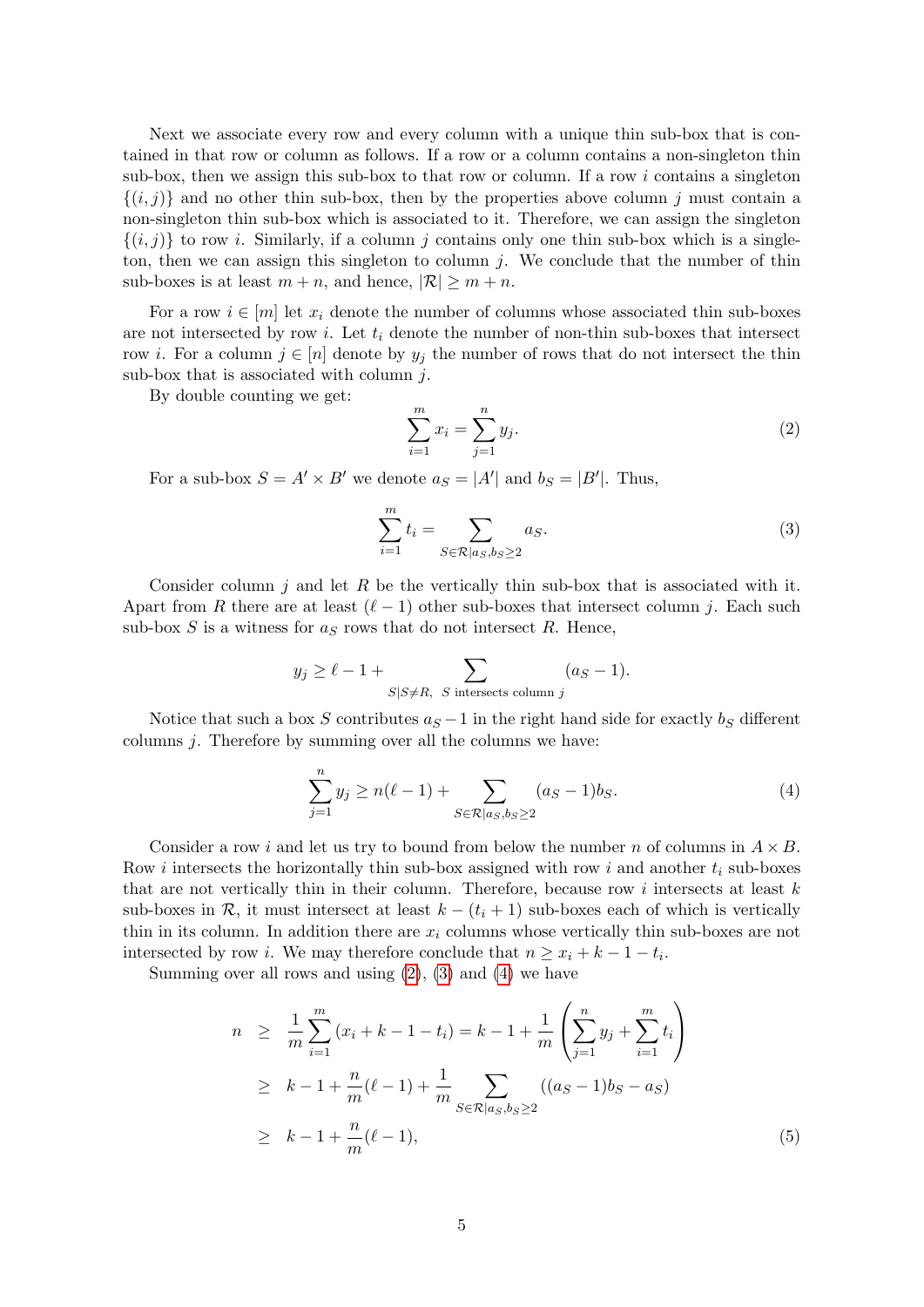Next we associate every row and every column with a unique thin sub-box that is contained in that row or column as follows. If a row or a column contains a non-singleton thin sub-box, then we assign this sub-box to that row or column. If a row $i$ contains a singleton $\{(i,j)\}$ and no other thin sub-box, then by the properties above column $j$ must contain a non-singleton thin sub-box which is associated to it. Therefore, we can assign the singleton $\{(i,j)\}$ to row $i$. Similarly, if a column $j$ contains only one thin sub-box which is a singleton, then we can assign this singleton to column $j$. We conclude that the number of thin sub-boxes is at least $m+n$, and hence, $|\mathcal{R}| \geq m+n$.

For a row $i \in [m]$ let $x_i$ denote the number of columns whose associated thin sub-boxes are not intersected by row $i$. Let $t_i$ denote the number of non-thin sub-boxes that intersect row $i$. For a column $j \in [n]$ denote by $y_j$ the number of rows that do not intersect the thin sub-box that is associated with column $j$.

By double counting we get:

$$\sum_{i=1}^{m} x_i = \sum_{j=1}^{n} y_j. \tag{2}$$

For a sub-box $S = A' \times B'$ we denote $a_S = |A'|$ and $b_S = |B'|$. Thus,

$$\sum_{i=1}^{m} t_i = \sum_{S \in \mathcal{R} | a_S, b_S \geq 2} a_S. \tag{3}$$

Consider column $j$ and let $R$ be the vertically thin sub-box that is associated with it. Apart from $R$ there are at least $(\ell - 1)$ other sub-boxes that intersect column $j$. Each such sub-box $S$ is a witness for $a_S$ rows that do not intersect $R$. Hence,

$$y_j \geq \ell - 1 + \sum_{S | S \neq R, \ S \text{ intersects column } j} (a_S - 1).$$

Notice that such a box $S$ contributes $a_S - 1$ in the right hand side for exactly $b_S$ different columns $j$. Therefore by summing over all the columns we have:

$$\sum_{j=1}^{n} y_j \geq n(\ell - 1) + \sum_{S \in \mathcal{R} | a_S, b_S \geq 2} (a_S - 1) b_S. \tag{4}$$

Consider a row $i$ and let us try to bound from below the number $n$ of columns in $A \times B$. Row $i$ intersects the horizontally thin sub-box assigned with row $i$ and another $t_i$ sub-boxes that are not vertically thin in their column. Therefore, because row $i$ intersects at least $k$ sub-boxes in $\mathcal{R}$, it must intersect at least $k - (t_i + 1)$ sub-boxes each of which is vertically thin in its column. In addition there are $x_i$ columns whose vertically thin sub-boxes are not intersected by row $i$. We may therefore conclude that $n \geq x_i + k - 1 - t_i$.

Summing over all rows and using (2), (3) and (4) we have

$$\begin{aligned}
n &\geq \frac{1}{m} \sum_{i=1}^{m} (x_i + k - 1 - t_i) = k - 1 + \frac{1}{m} \left( \sum_{j=1}^{n} y_j + \sum_{i=1}^{m} t_i \right) \\
&\geq k - 1 + \frac{n}{m}(\ell - 1) + \frac{1}{m} \sum_{S \in \mathcal{R} | a_S, b_S \geq 2} ((a_S - 1) b_S - a_S) \\
&\geq k - 1 + \frac{n}{m}(\ell - 1),
\end{aligned} \tag{5}$$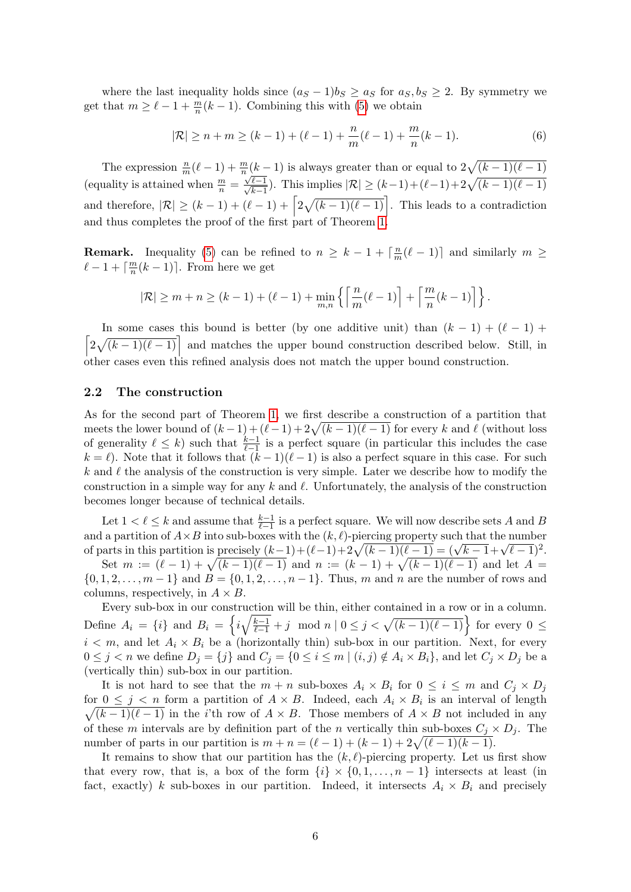where the last inequality holds since $(a_S - 1)b_S \geq a_S$ for $a_S, b_S \geq 2$. By symmetry we get that $m \geq \ell - 1 + \frac{m}{n}(k-1)$. Combining this with (5) we obtain

$$|\mathcal{R}| \geq n + m \geq (k-1) + (\ell - 1) + \frac{n}{m}(\ell - 1) + \frac{m}{n}(k-1). \tag{6}$$

The expression $\frac{n}{m}(\ell-1) + \frac{m}{n}(k-1)$ is always greater than or equal to $2\sqrt{(k-1)(\ell-1)}$ (equality is attained when $\frac{m}{n} = \frac{\sqrt{\ell-1}}{\sqrt{k-1}}$). This implies $|\mathcal{R}| \geq (k-1)+(\ell-1)+2\sqrt{(k-1)(\ell-1)}$ and therefore, $|\mathcal{R}| \geq (k-1) + (\ell-1) + \left\lceil 2\sqrt{(k-1)(\ell-1)} \right\rceil$. This leads to a contradiction and thus completes the proof of the first part of Theorem 1.

**Remark.** Inequality (5) can be refined to $n \geq k - 1 + \lceil \frac{n}{m}(\ell-1) \rceil$ and similarly $m \geq \ell - 1 + \lceil \frac{m}{n}(k-1) \rceil$. From here we get

$$|\mathcal{R}| \geq m + n \geq (k-1) + (\ell-1) + \min_{m,n} \left\{ \left\lceil \frac{n}{m}(\ell-1) \right\rceil + \left\lceil \frac{m}{n}(k-1) \right\rceil \right\}.$$

In some cases this bound is better (by one additive unit) than $(k-1) + (\ell-1) + \left\lceil 2\sqrt{(k-1)(\ell-1)} \right\rceil$ and matches the upper bound construction described below. Still, in other cases even this refined analysis does not match the upper bound construction.

### 2.2 The construction

As for the second part of Theorem 1, we first describe a construction of a partition that meets the lower bound of $(k-1)+(\ell-1)+2\sqrt{(k-1)(\ell-1)}$ for every $k$ and $\ell$ (without loss of generality $\ell \leq k$) such that $\frac{k-1}{\ell-1}$ is a perfect square (in particular this includes the case $k = \ell$). Note that it follows that $(k-1)(\ell-1)$ is also a perfect square in this case. For such $k$ and $\ell$ the analysis of the construction is very simple. Later we describe how to modify the construction in a simple way for any $k$ and $\ell$. Unfortunately, the analysis of the construction becomes longer because of technical details.

Let $1 < \ell \leq k$ and assume that $\frac{k-1}{\ell-1}$ is a perfect square. We will now describe sets $A$ and $B$ and a partition of $A \times B$ into sub-boxes with the $(k,\ell)$-piercing property such that the number of parts in this partition is precisely $(k-1)+(\ell-1)+2\sqrt{(k-1)(\ell-1)} = (\sqrt{k-1}+\sqrt{\ell-1})^2$.

Set $m := (\ell-1) + \sqrt{(k-1)(\ell-1)}$ and $n := (k-1) + \sqrt{(k-1)(\ell-1)}$ and let $A = \{0,1,2,\ldots,m-1\}$ and $B = \{0,1,2,\ldots,n-1\}$. Thus, $m$ and $n$ are the number of rows and columns, respectively, in $A \times B$.

Every sub-box in our construction will be thin, either contained in a row or in a column. Define $A_i = \{i\}$ and $B_i = \left\{ i\sqrt{\frac{k-1}{\ell-1}} + j \mod n \mid 0 \leq j < \sqrt{(k-1)(\ell-1)} \right\}$ for every $0 \leq i < m$, and let $A_i \times B_i$ be a (horizontally thin) sub-box in our partition. Next, for every $0 \leq j < n$ we define $D_j = \{j\}$ and $C_j = \{0 \leq i \leq m \mid (i,j) \notin A_i \times B_i\}$, and let $C_j \times D_j$ be a (vertically thin) sub-box in our partition.

It is not hard to see that the $m+n$ sub-boxes $A_i \times B_i$ for $0 \leq i \leq m$ and $C_j \times D_j$ for $0 \leq j < n$ form a partition of $A \times B$. Indeed, each $A_i \times B_i$ is an interval of length $\sqrt{(k-1)(\ell-1)}$ in the $i$'th row of $A \times B$. Those members of $A \times B$ not included in any of these $m$ intervals are by definition part of the $n$ vertically thin sub-boxes $C_j \times D_j$. The number of parts in our partition is $m + n = (\ell-1) + (k-1) + 2\sqrt{(\ell-1)(k-1)}$.

It remains to show that our partition has the $(k,\ell)$-piercing property. Let us first show that every row, that is, a box of the form $\{i\} \times \{0,1,\ldots,n-1\}$ intersects at least (in fact, exactly) $k$ sub-boxes in our partition. Indeed, it intersects $A_i \times B_i$ and precisely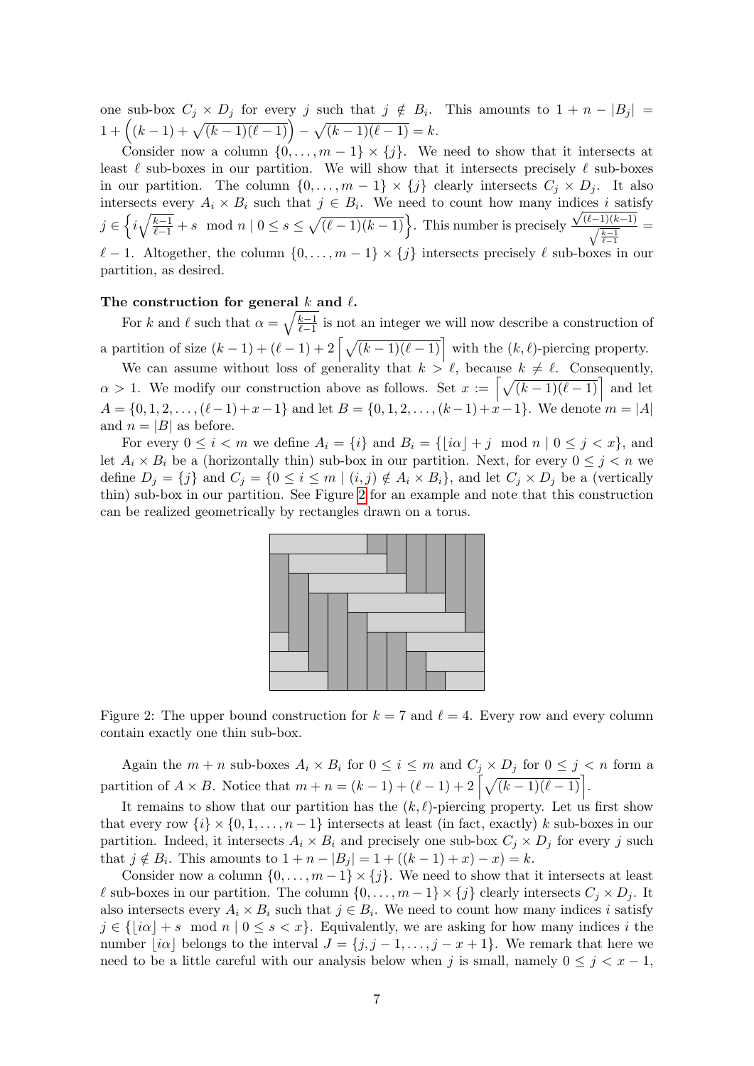one sub-box $C_j \times D_j$ for every $j$ such that $j \notin B_i$. This amounts to $1 + n - |B_j| = 1 + \left((k-1) + \sqrt{(k-1)(\ell-1)}\right) - \sqrt{(k-1)(\ell-1)} = k$.

Consider now a column $\{0, \dots, m-1\} \times \{j\}$. We need to show that it intersects at least $\ell$ sub-boxes in our partition. We will show that it intersects precisely $\ell$ sub-boxes in our partition. The column $\{0, \dots, m-1\} \times \{j\}$ clearly intersects $C_j \times D_j$. It also intersects every $A_i \times B_i$ such that $j \in B_i$. We need to count how many indices $i$ satisfy $j \in \left\{ i\sqrt{\frac{k-1}{\ell-1}} + s \mod n \mid 0 \leq s \leq \sqrt{(\ell-1)(k-1)} \right\}$. This number is precisely $\frac{\sqrt{(\ell-1)(k-1)}}{\sqrt{\frac{k-1}{\ell-1}}} = \ell - 1$. Altogether, the column $\{0, \dots, m-1\} \times \{j\}$ intersects precisely $\ell$ sub-boxes in our partition, as desired.

**The construction for general $k$ and $\ell$.**

For $k$ and $\ell$ such that $\alpha = \sqrt{\frac{k-1}{\ell-1}}$ is not an integer we will now describe a construction of a partition of size $(k-1) + (\ell-1) + 2\left\lceil \sqrt{(k-1)(\ell-1)} \right\rceil$ with the $(k, \ell)$-piercing property.

We can assume without loss of generality that $k > \ell$, because $k \neq \ell$. Consequently, $\alpha > 1$. We modify our construction above as follows. Set $x := \left\lceil \sqrt{(k-1)(\ell-1)} \right\rceil$ and let $A = \{0, 1, 2, \dots, (\ell-1) + x - 1\}$ and let $B = \{0, 1, 2, \dots, (k-1) + x - 1\}$. We denote $m = |A|$ and $n = |B|$ as before.

For every $0 \leq i < m$ we define $A_i = \{i\}$ and $B_i = \{\lfloor i\alpha \rfloor + j \mod n \mid 0 \leq j < x\}$, and let $A_i \times B_i$ be a (horizontally thin) sub-box in our partition. Next, for every $0 \leq j < n$ we define $D_j = \{j\}$ and $C_j = \{0 \leq i \leq m \mid (i, j) \notin A_i \times B_i\}$, and let $C_j \times D_j$ be a (vertically thin) sub-box in our partition. See Figure 2 for an example and note that this construction can be realized geometrically by rectangles drawn on a torus.

Figure 2: The upper bound construction for $k = 7$ and $\ell = 4$. Every row and every column contain exactly one thin sub-box.

Again the $m + n$ sub-boxes $A_i \times B_i$ for $0 \leq i \leq m$ and $C_j \times D_j$ for $0 \leq j < n$ form a partition of $A \times B$. Notice that $m + n = (k-1) + (\ell-1) + 2\left\lceil \sqrt{(k-1)(\ell-1)} \right\rceil$.

It remains to show that our partition has the $(k, \ell)$-piercing property. Let us first show that every row $\{i\} \times \{0, 1, \dots, n-1\}$ intersects at least (in fact, exactly) $k$ sub-boxes in our partition. Indeed, it intersects $A_i \times B_i$ and precisely one sub-box $C_j \times D_j$ for every $j$ such that $j \notin B_i$. This amounts to $1 + n - |B_j| = 1 + ((k-1) + x) - x) = k$.

Consider now a column $\{0, \dots, m-1\} \times \{j\}$. We need to show that it intersects at least $\ell$ sub-boxes in our partition. The column $\{0, \dots, m-1\} \times \{j\}$ clearly intersects $C_j \times D_j$. It also intersects every $A_i \times B_i$ such that $j \in B_i$. We need to count how many indices $i$ satisfy $j \in \{\lfloor i\alpha \rfloor + s \mod n \mid 0 \leq s < x\}$. Equivalently, we are asking for how many indices $i$ the number $\lfloor i\alpha \rfloor$ belongs to the interval $J = \{j, j-1, \dots, j-x+1\}$. We remark that here we need to be a little careful with our analysis below when $j$ is small, namely $0 \leq j < x - 1$,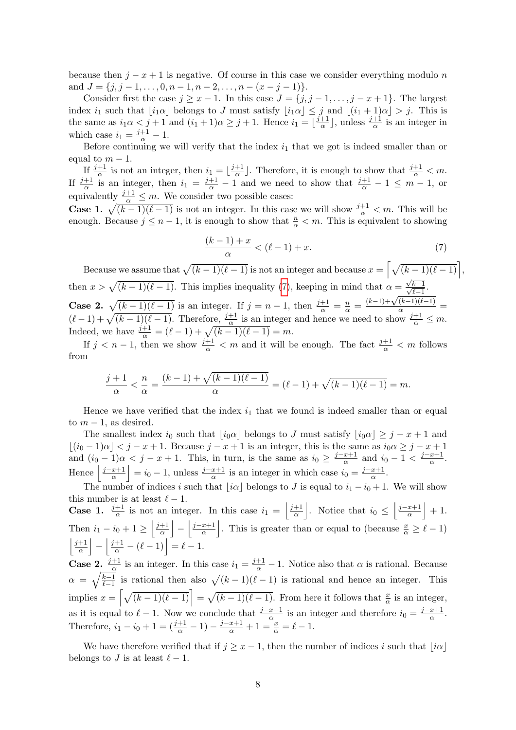because then $j - x + 1$ is negative. Of course in this case we consider everything modulo $n$ and $J = \{j, j-1, \ldots, 0, n-1, n-2, \ldots, n-(x-j-1)\}$.

Consider first the case $j \geq x - 1$. In this case $J = \{j, j-1, \ldots, j-x+1\}$. The largest index $i_1$ such that $\lfloor i_1 \alpha \rfloor$ belongs to $J$ must satisfy $\lfloor i_1 \alpha \rfloor \leq j$ and $\lfloor (i_1+1)\alpha \rfloor > j$. This is the same as $i_1 \alpha < j+1$ and $(i_1+1)\alpha \geq j+1$. Hence $i_1 = \lfloor \frac{j+1}{\alpha} \rfloor$, unless $\frac{j+1}{\alpha}$ is an integer in which case $i_1 = \frac{j+1}{\alpha} - 1$.

Before continuing we will verify that the index $i_1$ that we got is indeed smaller than or equal to $m-1$.

If $\frac{j+1}{\alpha}$ is not an integer, then $i_1 = \lfloor \frac{j+1}{\alpha} \rfloor$. Therefore, it is enough to show that $\frac{j+1}{\alpha} < m$. If $\frac{j+1}{\alpha}$ is an integer, then $i_1 = \frac{j+1}{\alpha} - 1$ and we need to show that $\frac{j+1}{\alpha} - 1 \leq m-1$, or equivalently $\frac{j+1}{\alpha} \leq m$. We consider two possible cases:

**Case 1.** $\sqrt{(k-1)(\ell-1)}$ is not an integer. In this case we will show $\frac{j+1}{\alpha} < m$. This will be enough. Because $j \leq n-1$, it is enough to show that $\frac{n}{\alpha} < m$. This is equivalent to showing

$$\frac{(k-1)+x}{\alpha} < (\ell-1)+x. \tag{7}$$

Because we assume that $\sqrt{(k-1)(\ell-1)}$ is not an integer and because $x = \left\lceil \sqrt{(k-1)(\ell-1)} \right\rceil$, then $x > \sqrt{(k-1)(\ell-1)}$. This implies inequality (7), keeping in mind that $\alpha = \frac{\sqrt{k-1}}{\sqrt{\ell-1}}$.

**Case 2.** $\sqrt{(k-1)(\ell-1)}$ is an integer. If $j = n-1$, then $\frac{j+1}{\alpha} = \frac{n}{\alpha} = \frac{(k-1)+\sqrt{(k-1)(\ell-1)}}{\alpha} = (\ell-1)+\sqrt{(k-1)(\ell-1)}$. Therefore, $\frac{j+1}{\alpha}$ is an integer and hence we need to show $\frac{j+1}{\alpha} \leq m$. Indeed, we have $\frac{j+1}{\alpha} = (\ell-1)+\sqrt{(k-1)(\ell-1)} = m$.

If $j < n-1$, then we show $\frac{j+1}{\alpha} < m$ and it will be enough. The fact $\frac{j+1}{\alpha} < m$ follows from

$$\frac{j+1}{\alpha} < \frac{n}{\alpha} = \frac{(k-1)+\sqrt{(k-1)(\ell-1)}}{\alpha} = (\ell-1)+\sqrt{(k-1)(\ell-1)} = m.$$

Hence we have verified that the index $i_1$ that we found is indeed smaller than or equal to $m-1$, as desired.

The smallest index $i_0$ such that $\lfloor i_0 \alpha \rfloor$ belongs to $J$ must satisfy $\lfloor i_0 \alpha \rfloor \geq j-x+1$ and $\lfloor (i_0-1)\alpha \rfloor < j-x+1$. Because $j-x+1$ is an integer, this is the same as $i_0 \alpha \geq j-x+1$ and $(i_0-1)\alpha < j-x+1$. This, in turn, is the same as $i_0 \geq \frac{j-x+1}{\alpha}$ and $i_0 - 1 < \frac{j-x+1}{\alpha}$. Hence $\left\lfloor \frac{j-x+1}{\alpha} \right\rfloor = i_0 - 1$, unless $\frac{j-x+1}{\alpha}$ is an integer in which case $i_0 = \frac{j-x+1}{\alpha}$.

The number of indices $i$ such that $\lfloor i\alpha \rfloor$ belongs to $J$ is equal to $i_1 - i_0 + 1$. We will show this number is at least $\ell - 1$.

**Case 1.** $\frac{j+1}{\alpha}$ is not an integer. In this case $i_1 = \left\lfloor \frac{j+1}{\alpha} \right\rfloor$. Notice that $i_0 \leq \left\lfloor \frac{j-x+1}{\alpha} \right\rfloor + 1$. Then $i_1 - i_0 + 1 \geq \left\lfloor \frac{j+1}{\alpha} \right\rfloor - \left\lfloor \frac{j-x+1}{\alpha} \right\rfloor$. This is greater than or equal to (because $\frac{x}{\alpha} \geq \ell - 1$) $\left\lfloor \frac{j+1}{\alpha} \right\rfloor - \left\lfloor \frac{j+1}{\alpha} - (\ell-1) \right\rfloor = \ell - 1$.

**Case 2.** $\frac{j+1}{\alpha}$ is an integer. In this case $i_1 = \frac{j+1}{\alpha} - 1$. Notice also that $\alpha$ is rational. Because $\alpha = \sqrt{\frac{k-1}{\ell-1}}$ is rational then also $\sqrt{(k-1)(\ell-1)}$ is rational and hence an integer. This implies $x = \left\lceil \sqrt{(k-1)(\ell-1)} \right\rceil = \sqrt{(k-1)(\ell-1)}$. From here it follows that $\frac{x}{\alpha}$ is an integer, as it is equal to $\ell - 1$. Now we conclude that $\frac{j-x+1}{\alpha}$ is an integer and therefore $i_0 = \frac{j-x+1}{\alpha}$. Therefore, $i_1 - i_0 + 1 = (\frac{j+1}{\alpha} - 1) - \frac{j-x+1}{\alpha} + 1 = \frac{x}{\alpha} = \ell - 1$.

We have therefore verified that if $j \geq x-1$, then the number of indices $i$ such that $\lfloor i\alpha \rfloor$ belongs to $J$ is at least $\ell - 1$.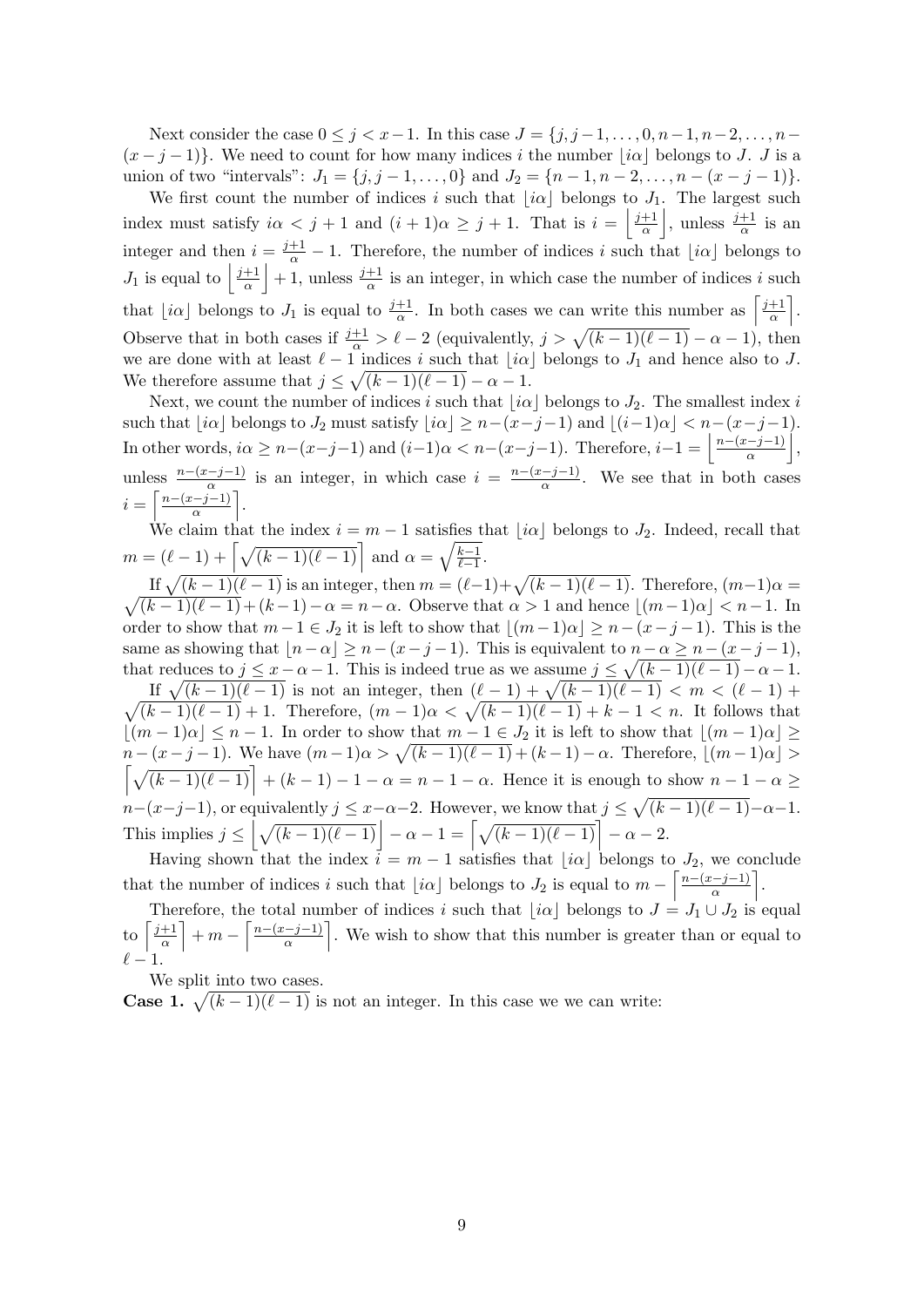Next consider the case $0 \le j < x-1$. In this case $J = \{j, j-1, \ldots, 0, n-1, n-2, \ldots, n-(x-j-1)\}$. We need to count for how many indices $i$ the number $\lfloor i\alpha \rfloor$ belongs to $J$. $J$ is a union of two "intervals": $J_1 = \{j, j-1, \ldots, 0\}$ and $J_2 = \{n-1, n-2, \ldots, n-(x-j-1)\}$.

We first count the number of indices $i$ such that $\lfloor i\alpha \rfloor$ belongs to $J_1$. The largest such index must satisfy $i\alpha < j+1$ and $(i+1)\alpha \ge j+1$. That is $i = \left\lfloor \frac{j+1}{\alpha} \right\rfloor$, unless $\frac{j+1}{\alpha}$ is an integer and then $i = \frac{j+1}{\alpha} - 1$. Therefore, the number of indices $i$ such that $\lfloor i\alpha \rfloor$ belongs to $J_1$ is equal to $\left\lfloor \frac{j+1}{\alpha} \right\rfloor + 1$, unless $\frac{j+1}{\alpha}$ is an integer, in which case the number of indices $i$ such that $\lfloor i\alpha \rfloor$ belongs to $J_1$ is equal to $\frac{j+1}{\alpha}$. In both cases we can write this number as $\left\lceil \frac{j+1}{\alpha} \right\rceil$. Observe that in both cases if $\frac{j+1}{\alpha} > \ell - 2$ (equivalently, $j > \sqrt{(k-1)(\ell-1)} - \alpha - 1$), then we are done with at least $\ell - 1$ indices $i$ such that $\lfloor i\alpha \rfloor$ belongs to $J_1$ and hence also to $J$. We therefore assume that $j \le \sqrt{(k-1)(\ell-1)} - \alpha - 1$.

Next, we count the number of indices $i$ such that $\lfloor i\alpha \rfloor$ belongs to $J_2$. The smallest index $i$ such that $\lfloor i\alpha \rfloor$ belongs to $J_2$ must satisfy $\lfloor i\alpha \rfloor \ge n-(x-j-1)$ and $\lfloor (i-1)\alpha \rfloor < n-(x-j-1)$. In other words, $i\alpha \ge n-(x-j-1)$ and $(i-1)\alpha < n-(x-j-1)$. Therefore, $i-1 = \left\lfloor \frac{n-(x-j-1)}{\alpha} \right\rfloor$, unless $\frac{n-(x-j-1)}{\alpha}$ is an integer, in which case $i = \frac{n-(x-j-1)}{\alpha}$. We see that in both cases $i = \left\lceil \frac{n-(x-j-1)}{\alpha} \right\rceil$.

We claim that the index $i = m-1$ satisfies that $\lfloor i\alpha \rfloor$ belongs to $J_2$. Indeed, recall that $m = (\ell-1) + \left\lceil \sqrt{(k-1)(\ell-1)} \right\rceil$ and $\alpha = \sqrt{\frac{k-1}{\ell-1}}$.

If $\sqrt{(k-1)(\ell-1)}$ is an integer, then $m = (\ell-1) + \sqrt{(k-1)(\ell-1)}$. Therefore, $(m-1)\alpha = \sqrt{(k-1)(\ell-1)} + (k-1) - \alpha = n - \alpha$. Observe that $\alpha > 1$ and hence $\lfloor (m-1)\alpha \rfloor < n-1$. In order to show that $m-1 \in J_2$ it is left to show that $\lfloor (m-1)\alpha \rfloor \ge n-(x-j-1)$. This is the same as showing that $\lfloor n-\alpha \rfloor \ge n-(x-j-1)$. This is equivalent to $n-\alpha \ge n-(x-j-1)$, that reduces to $j \le x-\alpha-1$. This is indeed true as we assume $j \le \sqrt{(k-1)(\ell-1)} - \alpha - 1$.

If $\sqrt{(k-1)(\ell-1)}$ is not an integer, then $(\ell-1) + \sqrt{(k-1)(\ell-1)} < m < (\ell-1) + \sqrt{(k-1)(\ell-1)} + 1$. Therefore, $(m-1)\alpha < \sqrt{(k-1)(\ell-1)} + k - 1 < n$. It follows that $\lfloor (m-1)\alpha \rfloor \le n-1$. In order to show that $m-1 \in J_2$ it is left to show that $\lfloor (m-1)\alpha \rfloor \ge n-(x-j-1)$. We have $(m-1)\alpha > \sqrt{(k-1)(\ell-1)} + (k-1) - \alpha$. Therefore, $\lfloor (m-1)\alpha \rfloor > \left\lceil \sqrt{(k-1)(\ell-1)} \right\rceil + (k-1) - 1 - \alpha = n-1-\alpha$. Hence it is enough to show $n-1-\alpha \ge n-(x-j-1)$, or equivalently $j \le x-\alpha-2$. However, we know that $j \le \sqrt{(k-1)(\ell-1)} - \alpha - 1$. This implies $j \le \left\lfloor \sqrt{(k-1)(\ell-1)} \right\rfloor - \alpha - 1 = \left\lceil \sqrt{(k-1)(\ell-1)} \right\rceil - \alpha - 2$.

Having shown that the index $i = m-1$ satisfies that $\lfloor i\alpha \rfloor$ belongs to $J_2$, we conclude that the number of indices $i$ such that $\lfloor i\alpha \rfloor$ belongs to $J_2$ is equal to $m - \left\lceil \frac{n-(x-j-1)}{\alpha} \right\rceil$.

Therefore, the total number of indices $i$ such that $\lfloor i\alpha \rfloor$ belongs to $J = J_1 \cup J_2$ is equal to $\left\lceil \frac{j+1}{\alpha} \right\rceil + m - \left\lceil \frac{n-(x-j-1)}{\alpha} \right\rceil$. We wish to show that this number is greater than or equal to $\ell - 1$.

We split into two cases.

**Case 1.** $\sqrt{(k-1)(\ell-1)}$ is not an integer. In this case we we can write: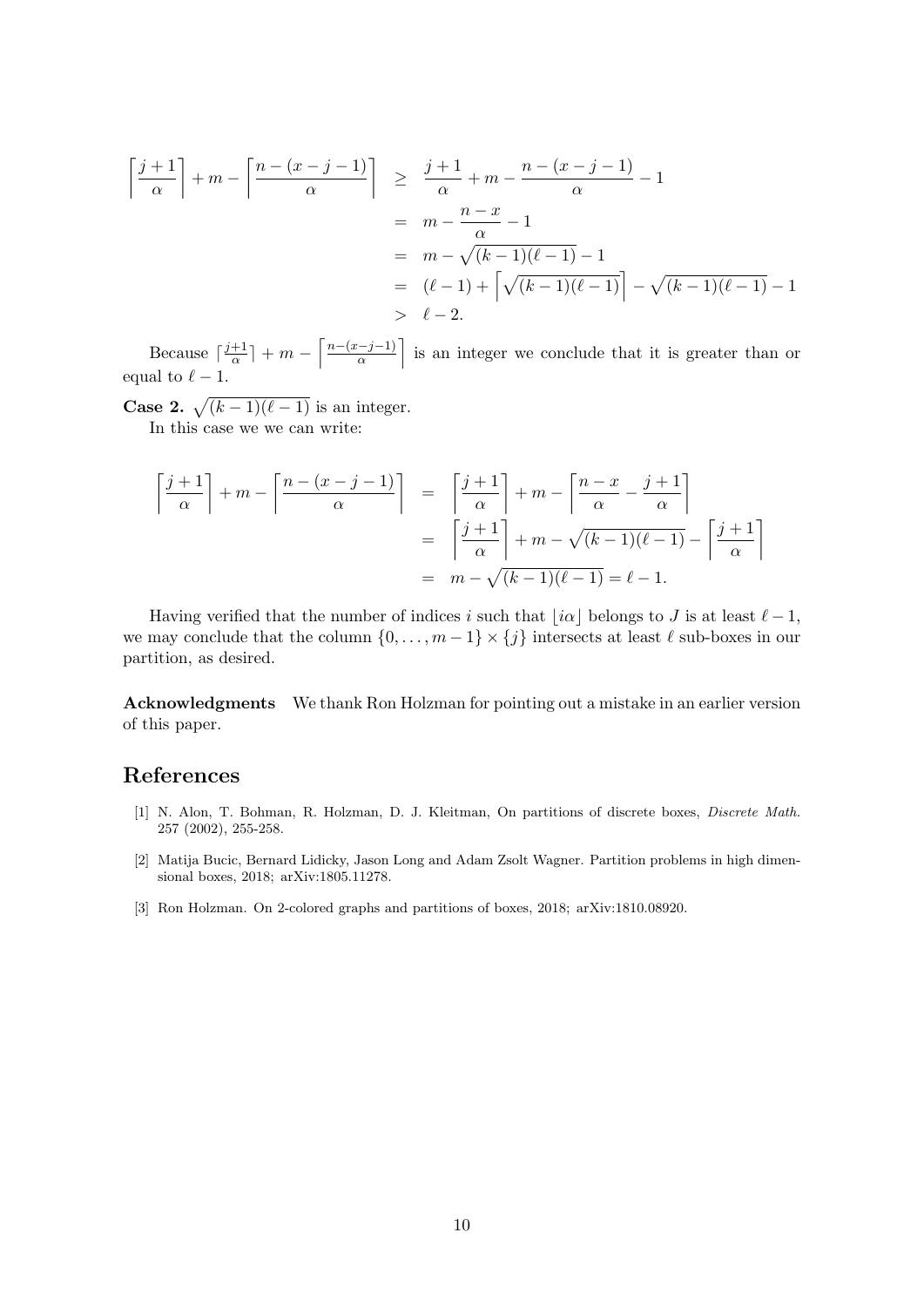$$
\begin{aligned}
\left\lceil\frac{j+1}{\alpha}\right\rceil + m - \left\lceil\frac{n-(x-j-1)}{\alpha}\right\rceil &\geq \frac{j+1}{\alpha} + m - \frac{n-(x-j-1)}{\alpha} - 1 \\
&= m - \frac{n-x}{\alpha} - 1 \\
&= m - \sqrt{(k-1)(\ell-1)} - 1 \\
&= (\ell-1) + \left\lceil\sqrt{(k-1)(\ell-1)}\right\rceil - \sqrt{(k-1)(\ell-1)} - 1 \\
&> \ell - 2.
\end{aligned}
$$

Because $\lceil\frac{j+1}{\alpha}\rceil + m - \left\lceil\frac{n-(x-j-1)}{\alpha}\right\rceil$ is an integer we conclude that it is greater than or equal to $\ell - 1$.

**Case 2.** $\sqrt{(k-1)(\ell-1)}$ is an integer.

In this case we we can write:

$$
\begin{aligned}
\left\lceil\frac{j+1}{\alpha}\right\rceil + m - \left\lceil\frac{n-(x-j-1)}{\alpha}\right\rceil &= \left\lceil\frac{j+1}{\alpha}\right\rceil + m - \left\lceil\frac{n-x}{\alpha} - \frac{j+1}{\alpha}\right\rceil \\
&= \left\lceil\frac{j+1}{\alpha}\right\rceil + m - \sqrt{(k-1)(\ell-1)} - \left\lceil\frac{j+1}{\alpha}\right\rceil \\
&= m - \sqrt{(k-1)(\ell-1)} = \ell - 1.
\end{aligned}
$$

Having verified that the number of indices $i$ such that $\lfloor i\alpha \rfloor$ belongs to $J$ is at least $\ell - 1$, we may conclude that the column $\{0, \ldots, m-1\} \times \{j\}$ intersects at least $\ell$ sub-boxes in our partition, as desired.

**Acknowledgments** We thank Ron Holzman for pointing out a mistake in an earlier version of this paper.

## References

[1] N. Alon, T. Bohman, R. Holzman, D. J. Kleitman, On partitions of discrete boxes, *Discrete Math.* 257 (2002), 255-258.

[2] Matija Bucic, Bernard Lidicky, Jason Long and Adam Zsolt Wagner. Partition problems in high dimensional boxes, 2018; arXiv:1805.11278.

[3] Ron Holzman. On 2-colored graphs and partitions of boxes, 2018; arXiv:1810.08920.